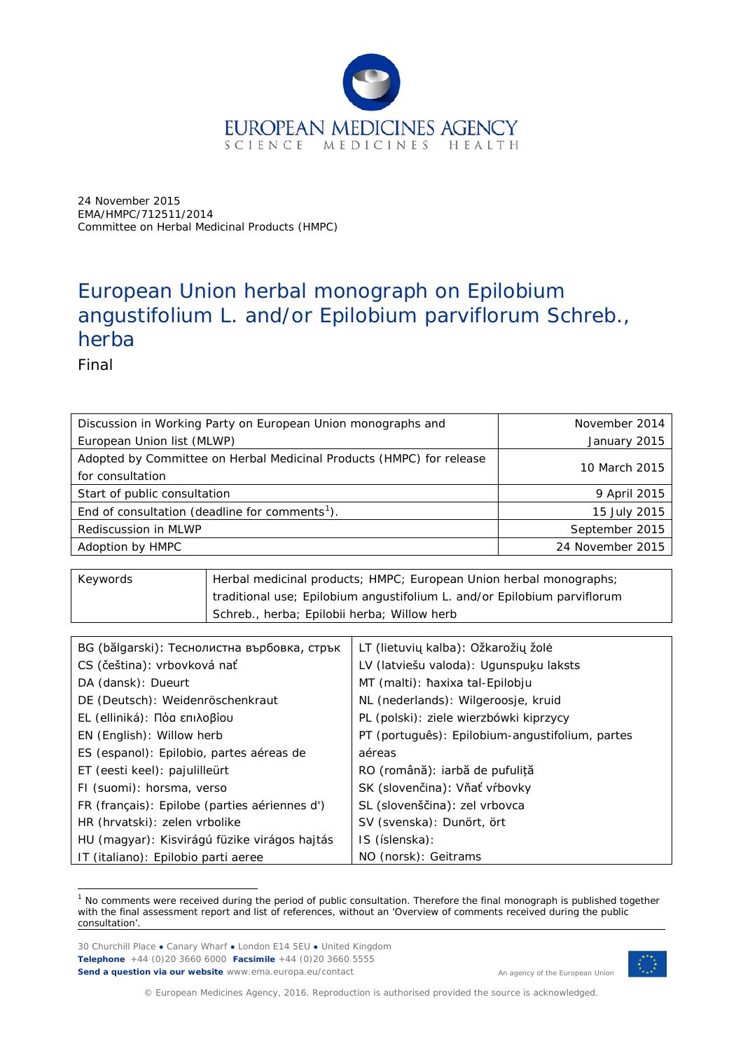24 November 2015
EMA/HMPC/712511/2014
Committee on Herbal Medicinal Products (HMPC)

# European Union herbal monograph on Epilobium angustifolium L. and/or Epilobium parviflorum Schreb., herba

Final

| | |
|---|---|
| Discussion in Working Party on European Union monographs and European Union list (MLWP) | November 2014<br>January 2015 |
| Adopted by Committee on Herbal Medicinal Products (HMPC) for release for consultation | 10 March 2015 |
| Start of public consultation | 9 April 2015 |
| End of consultation (deadline for comments[1]). | 15 July 2015 |
| Rediscussion in MLWP | September 2015 |
| Adoption by HMPC | 24 November 2015 |

| | |
|---|---|
| Keywords | Herbal medicinal products; HMPC; European Union herbal monographs; traditional use; Epilobium angustifolium L. and/or Epilobium parviflorum Schreb., herba; Epilobii herba; Willow herb |

| | |
|---|---|
| BG (bălgarski): Теснолистна върбовка, стрък | LT (lietuvių kalba): Ožkarožių žolė |
| CS (čeština): vrbovková nať | LV (latviešu valoda): Ugunspuķu laksts |
| DA (dansk): Dueurt | MT (malti): ħaxixa tal-Epilobju |
| DE (Deutsch): Weidenröschenkraut | NL (nederlands): Wilgeroosje, kruid |
| EL (elliniká): Πόα επιλοβίου | PL (polski): ziele wierzbówki kiprzycy |
| EN (English): Willow herb | PT (português): Epilobium-angustifolium, partes aéreas |
| ES (espanol): Epilobio, partes aéreas de | RO (română): iarbă de pufuliță |
| ET (eesti keel): pajulilleürt | SK (slovenčina): Vňať vŕbovky |
| FI (suomi): horsma, verso | SL (slovenščina): zel vrbovca |
| FR (français): Epilobe (parties aériennes d') | SV (svenska): Dunört, ört |
| HR (hrvatski): zelen vrbolike | IS (íslenska): |
| HU (magyar): Kisvirágú füzike virágos hajtás | NO (norsk): Geitrams |
| IT (italiano): Epilobio parti aeree | |

[1] No comments were received during the period of public consultation. Therefore the final monograph is published together with the final assessment report and list of references, without an 'Overview of comments received during the public consultation'.

30 Churchill Place ● Canary Wharf ● London E14 5EU ● United Kingdom
**Telephone** +44 (0)20 3660 6000 **Facsimile** +44 (0)20 3660 5555
**Send a question via our website** www.ema.europa.eu/contact

An agency of the European Union

© European Medicines Agency, 2016. Reproduction is authorised provided the source is acknowledged.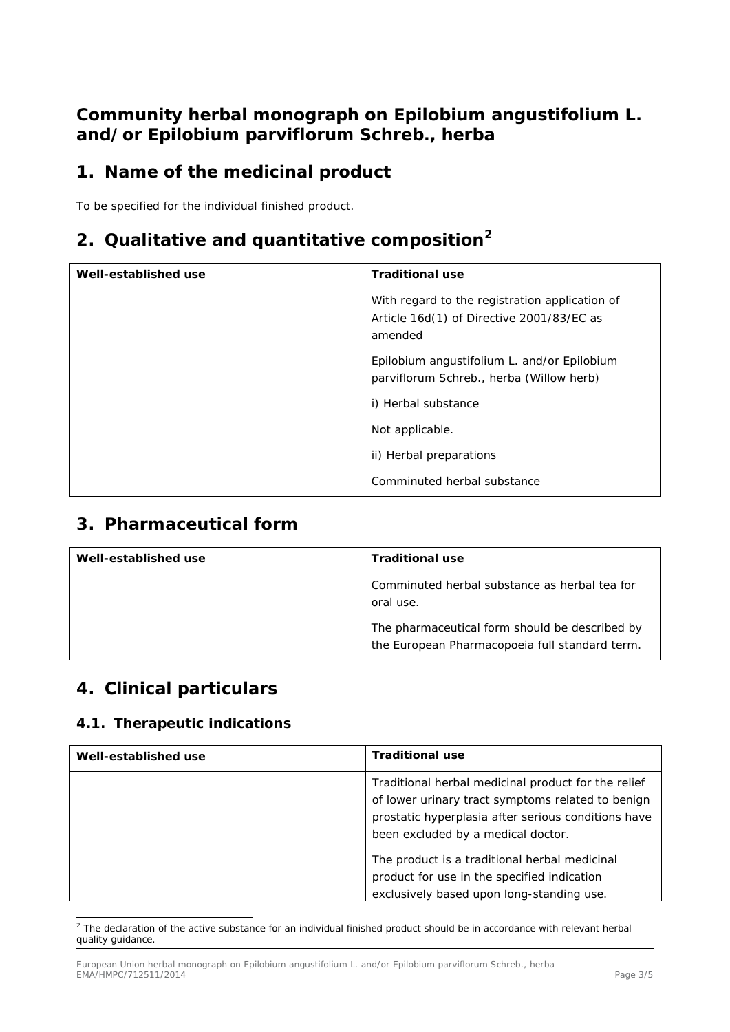# Community herbal monograph on Epilobium angustifolium L. and/or Epilobium parviflorum Schreb., herba

## 1. Name of the medicinal product

To be specified for the individual finished product.

## 2. Qualitative and quantitative composition[2]

| Well-established use | Traditional use |
|---|---|
| | With regard to the registration application of Article 16d(1) of Directive 2001/83/EC as amended<br><br>Epilobium angustifolium L. and/or Epilobium parviflorum Schreb., herba (Willow herb)<br><br>i) Herbal substance<br><br>Not applicable.<br><br>ii) Herbal preparations<br><br>Comminuted herbal substance |

## 3. Pharmaceutical form

| Well-established use | Traditional use |
|---|---|
| | Comminuted herbal substance as herbal tea for oral use.<br><br>The pharmaceutical form should be described by the European Pharmacopoeia full standard term. |

## 4. Clinical particulars

### 4.1. Therapeutic indications

| Well-established use | Traditional use |
|---|---|
| | Traditional herbal medicinal product for the relief of lower urinary tract symptoms related to benign prostatic hyperplasia after serious conditions have been excluded by a medical doctor.<br><br>The product is a traditional herbal medicinal product for use in the specified indication exclusively based upon long-standing use. |

[2] The declaration of the active substance for an individual finished product should be in accordance with relevant herbal quality guidance.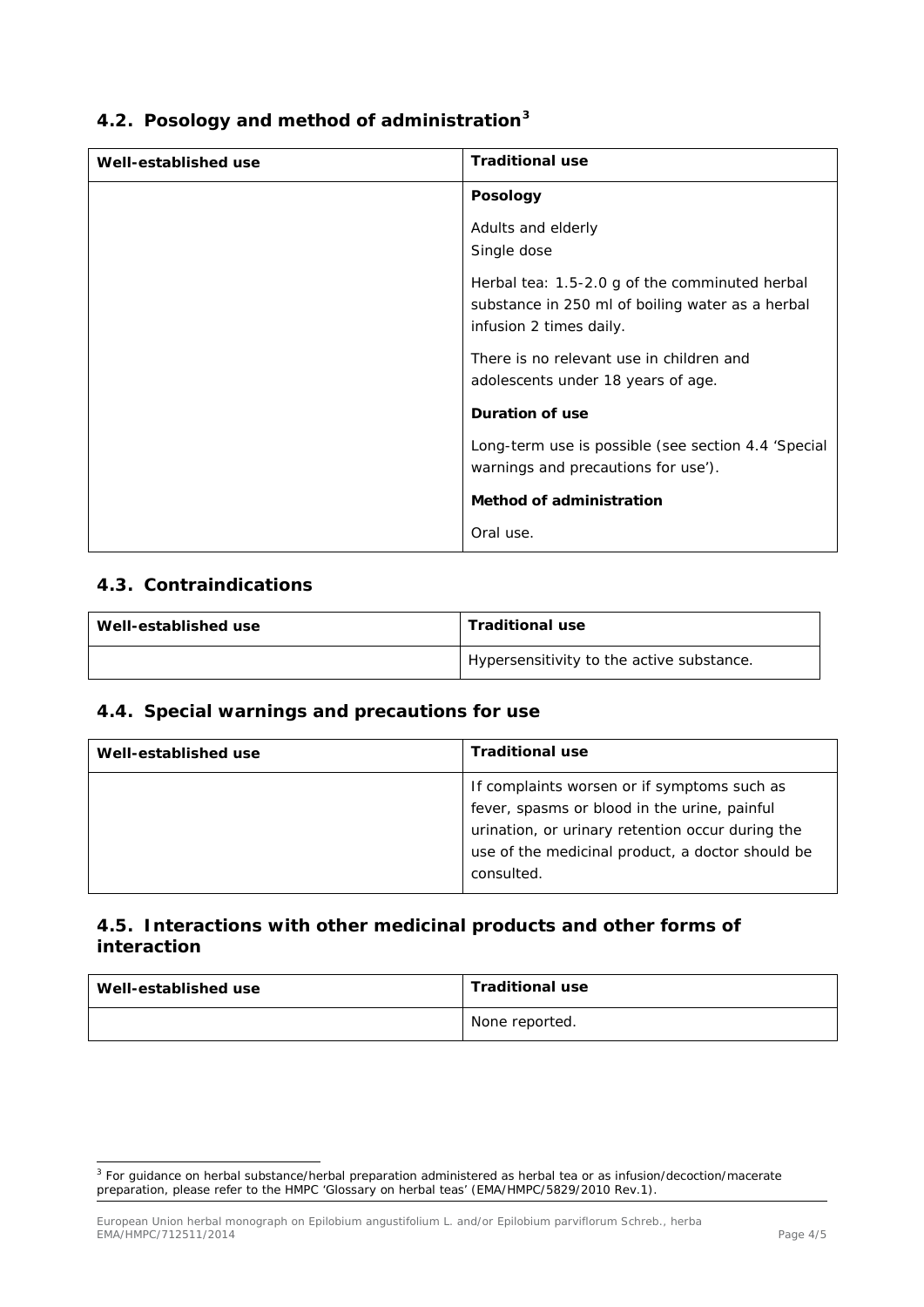## 4.2. Posology and method of administration[3]

| Well-established use | Traditional use |
|---|---|
| | **Posology**<br><br>Adults and elderly<br>Single dose<br><br>Herbal tea: 1.5-2.0 g of the comminuted herbal substance in 250 ml of boiling water as a herbal infusion 2 times daily.<br><br>There is no relevant use in children and adolescents under 18 years of age.<br><br>**Duration of use**<br><br>Long-term use is possible (see section 4.4 'Special warnings and precautions for use').<br><br>**Method of administration**<br><br>Oral use. |

## 4.3. Contraindications

| Well-established use | Traditional use |
|---|---|
| | Hypersensitivity to the active substance. |

## 4.4. Special warnings and precautions for use

| Well-established use | Traditional use |
|---|---|
| | If complaints worsen or if symptoms such as fever, spasms or blood in the urine, painful urination, or urinary retention occur during the use of the medicinal product, a doctor should be consulted. |

## 4.5. Interactions with other medicinal products and other forms of interaction

| Well-established use | Traditional use |
|---|---|
| | None reported. |

[3] For guidance on herbal substance/herbal preparation administered as herbal tea or as infusion/decoction/macerate preparation, please refer to the HMPC 'Glossary on herbal teas' (EMA/HMPC/5829/2010 Rev.1).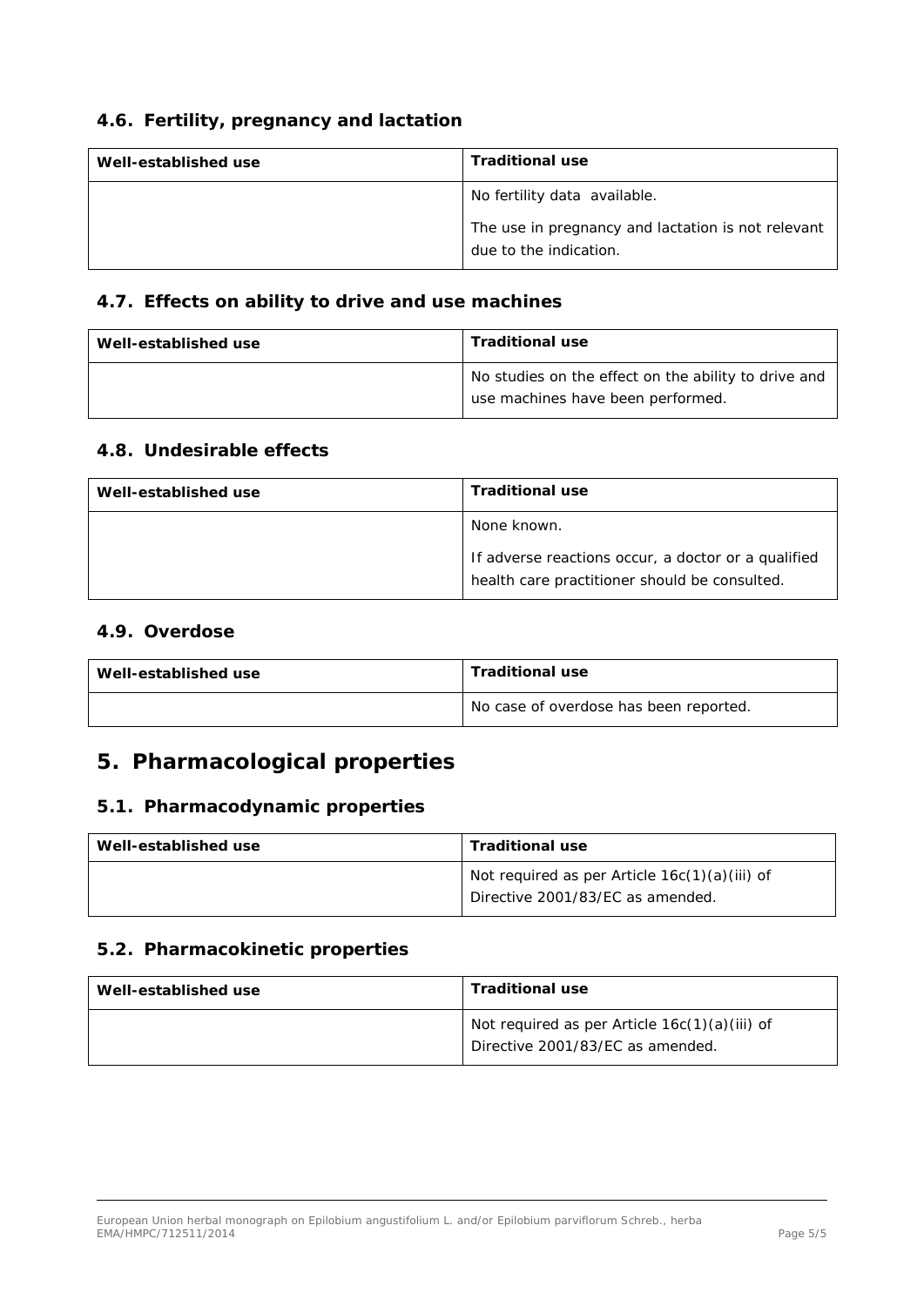### 4.6. Fertility, pregnancy and lactation

| Well-established use | Traditional use |
|---|---|
| | No fertility data available.<br><br>The use in pregnancy and lactation is not relevant due to the indication. |

### 4.7. Effects on ability to drive and use machines

| Well-established use | Traditional use |
|---|---|
| | No studies on the effect on the ability to drive and use machines have been performed. |

### 4.8. Undesirable effects

| Well-established use | Traditional use |
|---|---|
| | None known.<br><br>If adverse reactions occur, a doctor or a qualified health care practitioner should be consulted. |

### 4.9. Overdose

| Well-established use | Traditional use |
|---|---|
| | No case of overdose has been reported. |

## 5. Pharmacological properties

### 5.1. Pharmacodynamic properties

| Well-established use | Traditional use |
|---|---|
| | Not required as per Article 16c(1)(a)(iii) of Directive 2001/83/EC as amended. |

### 5.2. Pharmacokinetic properties

| Well-established use | Traditional use |
|---|---|
| | Not required as per Article 16c(1)(a)(iii) of Directive 2001/83/EC as amended. |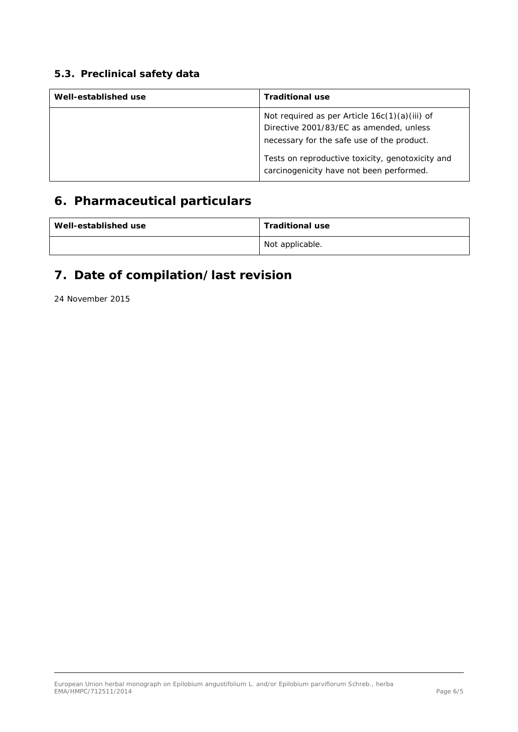### 5.3. Preclinical safety data

| Well-established use | Traditional use |
|---|---|
| | Not required as per Article 16c(1)(a)(iii) of Directive 2001/83/EC as amended, unless necessary for the safe use of the product.<br><br>Tests on reproductive toxicity, genotoxicity and carcinogenicity have not been performed. |

## 6. Pharmaceutical particulars

| Well-established use | Traditional use |
|---|---|
| | Not applicable. |

## 7. Date of compilation/last revision

24 November 2015